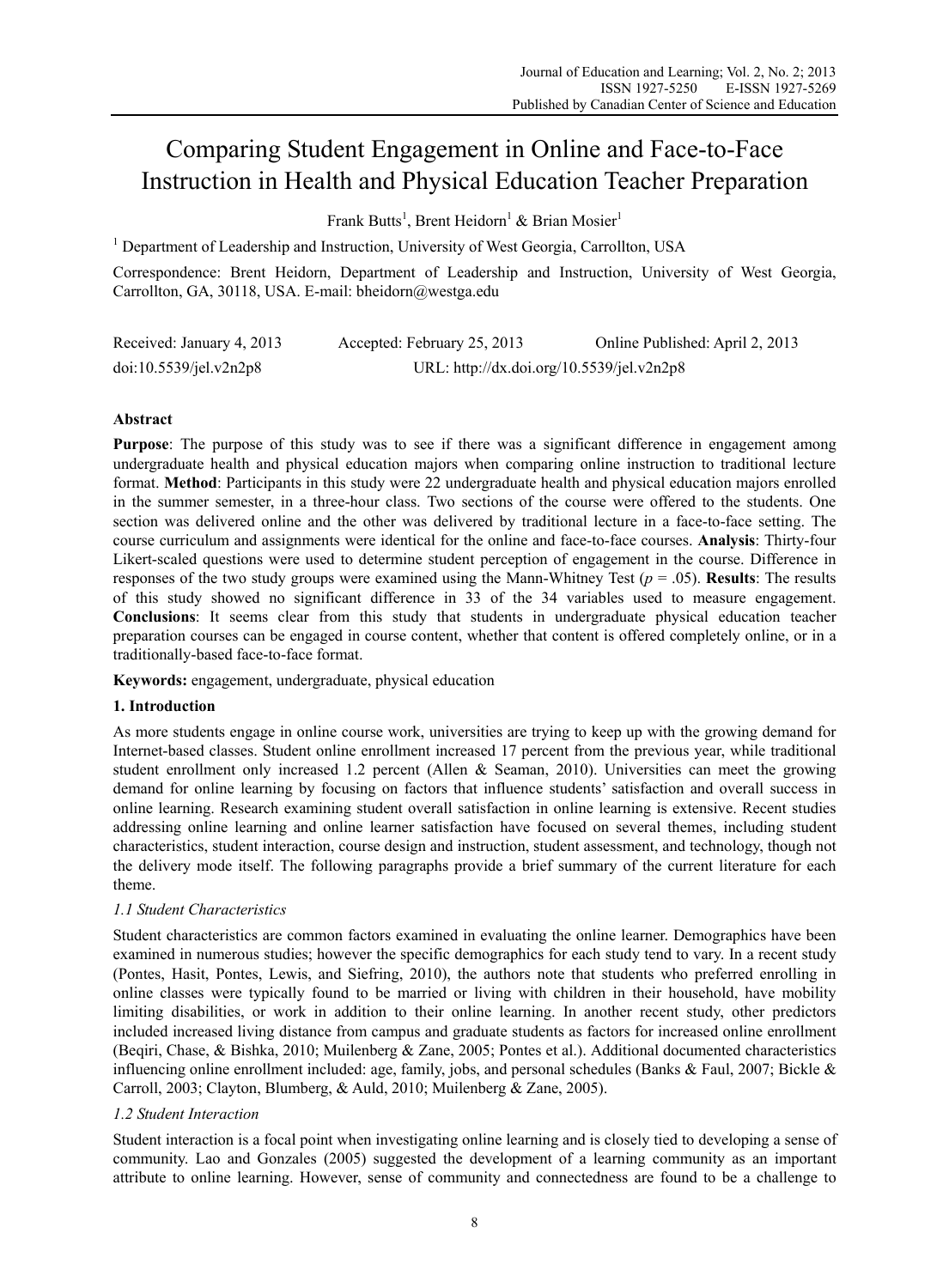# Comparing Student Engagement in Online and Face-to-Face Instruction in Health and Physical Education Teacher Preparation

Frank Butts[1], Brent Heidorn[1] & Brian Mosier[1]

[1] Department of Leadership and Instruction, University of West Georgia, Carrollton, USA

Correspondence: Brent Heidorn, Department of Leadership and Instruction, University of West Georgia, Carrollton, GA, 30118, USA. E-mail: bheidorn@westga.edu

Received: January 4, 2013 Accepted: February 25, 2013 Online Published: April 2, 2013

doi:10.5539/jel.v2n2p8 URL: http://dx.doi.org/10.5539/jel.v2n2p8

## Abstract

**Purpose**: The purpose of this study was to see if there was a significant difference in engagement among undergraduate health and physical education majors when comparing online instruction to traditional lecture format. **Method**: Participants in this study were 22 undergraduate health and physical education majors enrolled in the summer semester, in a three-hour class. Two sections of the course were offered to the students. One section was delivered online and the other was delivered by traditional lecture in a face-to-face setting. The course curriculum and assignments were identical for the online and face-to-face courses. **Analysis**: Thirty-four Likert-scaled questions were used to determine student perception of engagement in the course. Difference in responses of the two study groups were examined using the Mann-Whitney Test ($p = .05$). **Results**: The results of this study showed no significant difference in 33 of the 34 variables used to measure engagement. **Conclusions**: It seems clear from this study that students in undergraduate physical education teacher preparation courses can be engaged in course content, whether that content is offered completely online, or in a traditionally-based face-to-face format.

**Keywords:** engagement, undergraduate, physical education

## 1. Introduction

As more students engage in online course work, universities are trying to keep up with the growing demand for Internet-based classes. Student online enrollment increased 17 percent from the previous year, while traditional student enrollment only increased 1.2 percent (Allen & Seaman, 2010). Universities can meet the growing demand for online learning by focusing on factors that influence students' satisfaction and overall success in online learning. Research examining student overall satisfaction in online learning is extensive. Recent studies addressing online learning and online learner satisfaction have focused on several themes, including student characteristics, student interaction, course design and instruction, student assessment, and technology, though not the delivery mode itself. The following paragraphs provide a brief summary of the current literature for each theme.

### *1.1 Student Characteristics*

Student characteristics are common factors examined in evaluating the online learner. Demographics have been examined in numerous studies; however the specific demographics for each study tend to vary. In a recent study (Pontes, Hasit, Pontes, Lewis, and Siefring, 2010), the authors note that students who preferred enrolling in online classes were typically found to be married or living with children in their household, have mobility limiting disabilities, or work in addition to their online learning. In another recent study, other predictors included increased living distance from campus and graduate students as factors for increased online enrollment (Beqiri, Chase, & Bishka, 2010; Muilenberg & Zane, 2005; Pontes et al.). Additional documented characteristics influencing online enrollment included: age, family, jobs, and personal schedules (Banks & Faul, 2007; Bickle & Carroll, 2003; Clayton, Blumberg, & Auld, 2010; Muilenberg & Zane, 2005).

### *1.2 Student Interaction*

Student interaction is a focal point when investigating online learning and is closely tied to developing a sense of community. Lao and Gonzales (2005) suggested the development of a learning community as an important attribute to online learning. However, sense of community and connectedness are found to be a challenge to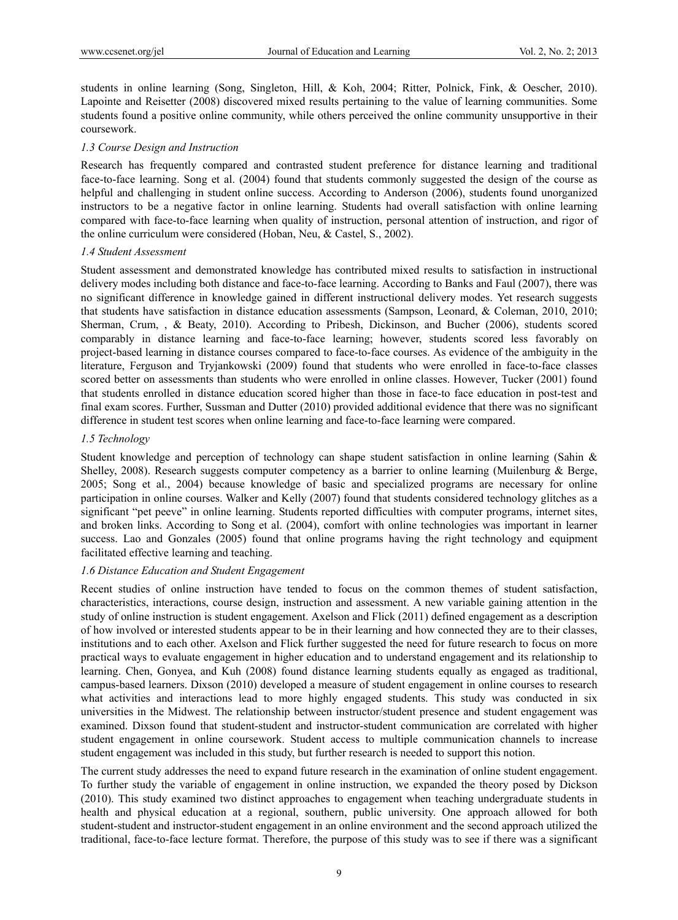students in online learning (Song, Singleton, Hill, & Koh, 2004; Ritter, Polnick, Fink, & Oescher, 2010). Lapointe and Reisetter (2008) discovered mixed results pertaining to the value of learning communities. Some students found a positive online community, while others perceived the online community unsupportive in their coursework.

### *1.3 Course Design and Instruction*

Research has frequently compared and contrasted student preference for distance learning and traditional face-to-face learning. Song et al. (2004) found that students commonly suggested the design of the course as helpful and challenging in student online success. According to Anderson (2006), students found unorganized instructors to be a negative factor in online learning. Students had overall satisfaction with online learning compared with face-to-face learning when quality of instruction, personal attention of instruction, and rigor of the online curriculum were considered (Hoban, Neu, & Castel, S., 2002).

### *1.4 Student Assessment*

Student assessment and demonstrated knowledge has contributed mixed results to satisfaction in instructional delivery modes including both distance and face-to-face learning. According to Banks and Faul (2007), there was no significant difference in knowledge gained in different instructional delivery modes. Yet research suggests that students have satisfaction in distance education assessments (Sampson, Leonard, & Coleman, 2010, 2010; Sherman, Crum, , & Beaty, 2010). According to Pribesh, Dickinson, and Bucher (2006), students scored comparably in distance learning and face-to-face learning; however, students scored less favorably on project-based learning in distance courses compared to face-to-face courses. As evidence of the ambiguity in the literature, Ferguson and Tryjankowski (2009) found that students who were enrolled in face-to-face classes scored better on assessments than students who were enrolled in online classes. However, Tucker (2001) found that students enrolled in distance education scored higher than those in face-to face education in post-test and final exam scores. Further, Sussman and Dutter (2010) provided additional evidence that there was no significant difference in student test scores when online learning and face-to-face learning were compared.

### *1.5 Technology*

Student knowledge and perception of technology can shape student satisfaction in online learning (Sahin & Shelley, 2008). Research suggests computer competency as a barrier to online learning (Muilenburg & Berge, 2005; Song et al., 2004) because knowledge of basic and specialized programs are necessary for online participation in online courses. Walker and Kelly (2007) found that students considered technology glitches as a significant "pet peeve" in online learning. Students reported difficulties with computer programs, internet sites, and broken links. According to Song et al. (2004), comfort with online technologies was important in learner success. Lao and Gonzales (2005) found that online programs having the right technology and equipment facilitated effective learning and teaching.

### *1.6 Distance Education and Student Engagement*

Recent studies of online instruction have tended to focus on the common themes of student satisfaction, characteristics, interactions, course design, instruction and assessment. A new variable gaining attention in the study of online instruction is student engagement. Axelson and Flick (2011) defined engagement as a description of how involved or interested students appear to be in their learning and how connected they are to their classes, institutions and to each other. Axelson and Flick further suggested the need for future research to focus on more practical ways to evaluate engagement in higher education and to understand engagement and its relationship to learning. Chen, Gonyea, and Kuh (2008) found distance learning students equally as engaged as traditional, campus-based learners. Dixson (2010) developed a measure of student engagement in online courses to research what activities and interactions lead to more highly engaged students. This study was conducted in six universities in the Midwest. The relationship between instructor/student presence and student engagement was examined. Dixson found that student-student and instructor-student communication are correlated with higher student engagement in online coursework. Student access to multiple communication channels to increase student engagement was included in this study, but further research is needed to support this notion.

The current study addresses the need to expand future research in the examination of online student engagement. To further study the variable of engagement in online instruction, we expanded the theory posed by Dickson (2010). This study examined two distinct approaches to engagement when teaching undergraduate students in health and physical education at a regional, southern, public university. One approach allowed for both student-student and instructor-student engagement in an online environment and the second approach utilized the traditional, face-to-face lecture format. Therefore, the purpose of this study was to see if there was a significant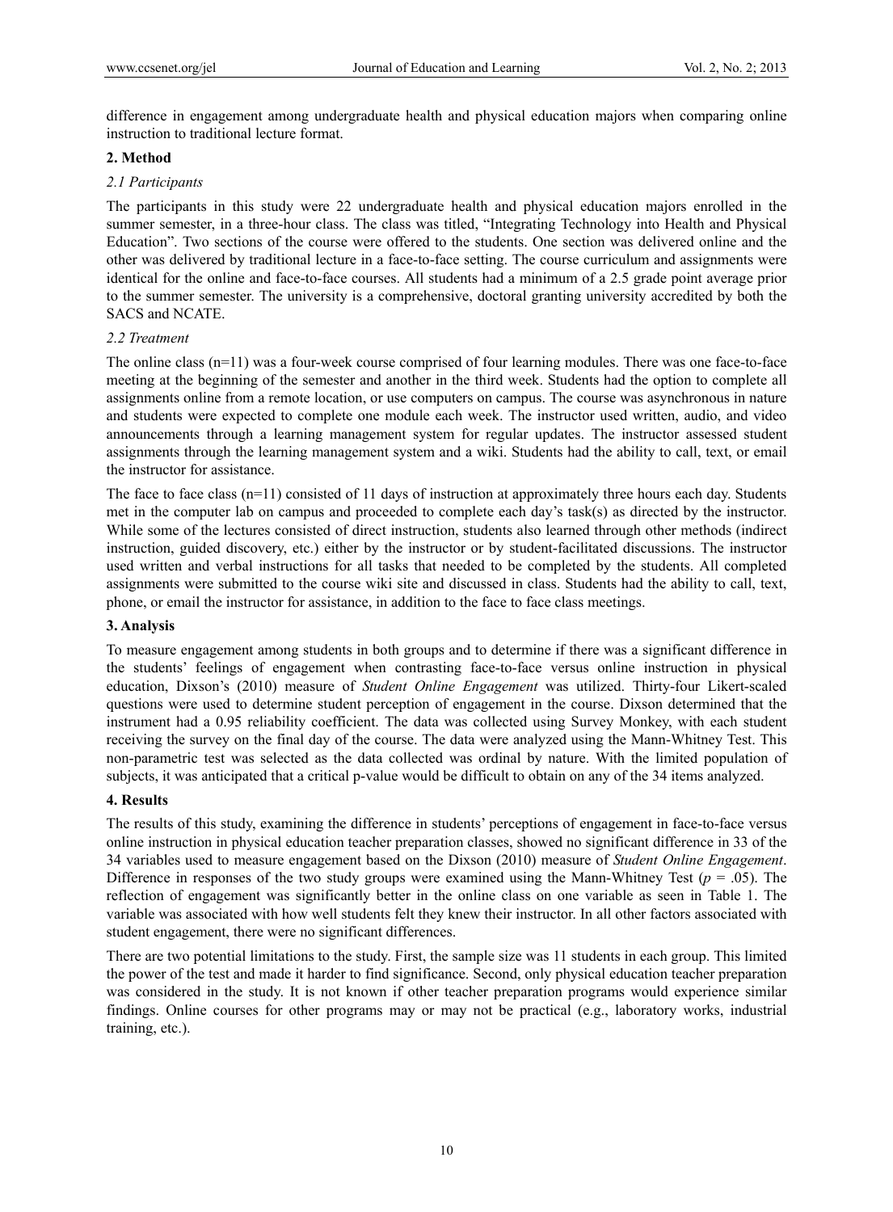difference in engagement among undergraduate health and physical education majors when comparing online instruction to traditional lecture format.

## 2. Method

### 2.1 Participants

The participants in this study were 22 undergraduate health and physical education majors enrolled in the summer semester, in a three-hour class. The class was titled, "Integrating Technology into Health and Physical Education". Two sections of the course were offered to the students. One section was delivered online and the other was delivered by traditional lecture in a face-to-face setting. The course curriculum and assignments were identical for the online and face-to-face courses. All students had a minimum of a 2.5 grade point average prior to the summer semester. The university is a comprehensive, doctoral granting university accredited by both the SACS and NCATE.

### 2.2 Treatment

The online class (n=11) was a four-week course comprised of four learning modules. There was one face-to-face meeting at the beginning of the semester and another in the third week. Students had the option to complete all assignments online from a remote location, or use computers on campus. The course was asynchronous in nature and students were expected to complete one module each week. The instructor used written, audio, and video announcements through a learning management system for regular updates. The instructor assessed student assignments through the learning management system and a wiki. Students had the ability to call, text, or email the instructor for assistance.

The face to face class (n=11) consisted of 11 days of instruction at approximately three hours each day. Students met in the computer lab on campus and proceeded to complete each day's task(s) as directed by the instructor. While some of the lectures consisted of direct instruction, students also learned through other methods (indirect instruction, guided discovery, etc.) either by the instructor or by student-facilitated discussions. The instructor used written and verbal instructions for all tasks that needed to be completed by the students. All completed assignments were submitted to the course wiki site and discussed in class. Students had the ability to call, text, phone, or email the instructor for assistance, in addition to the face to face class meetings.

## 3. Analysis

To measure engagement among students in both groups and to determine if there was a significant difference in the students' feelings of engagement when contrasting face-to-face versus online instruction in physical education, Dixson's (2010) measure of *Student Online Engagement* was utilized. Thirty-four Likert-scaled questions were used to determine student perception of engagement in the course. Dixson determined that the instrument had a 0.95 reliability coefficient. The data was collected using Survey Monkey, with each student receiving the survey on the final day of the course. The data were analyzed using the Mann-Whitney Test. This non-parametric test was selected as the data collected was ordinal by nature. With the limited population of subjects, it was anticipated that a critical p-value would be difficult to obtain on any of the 34 items analyzed.

## 4. Results

The results of this study, examining the difference in students' perceptions of engagement in face-to-face versus online instruction in physical education teacher preparation classes, showed no significant difference in 33 of the 34 variables used to measure engagement based on the Dixson (2010) measure of *Student Online Engagement*. Difference in responses of the two study groups were examined using the Mann-Whitney Test ($p = .05$). The reflection of engagement was significantly better in the online class on one variable as seen in Table 1. The variable was associated with how well students felt they knew their instructor. In all other factors associated with student engagement, there were no significant differences.

There are two potential limitations to the study. First, the sample size was 11 students in each group. This limited the power of the test and made it harder to find significance. Second, only physical education teacher preparation was considered in the study. It is not known if other teacher preparation programs would experience similar findings. Online courses for other programs may or may not be practical (e.g., laboratory works, industrial training, etc.).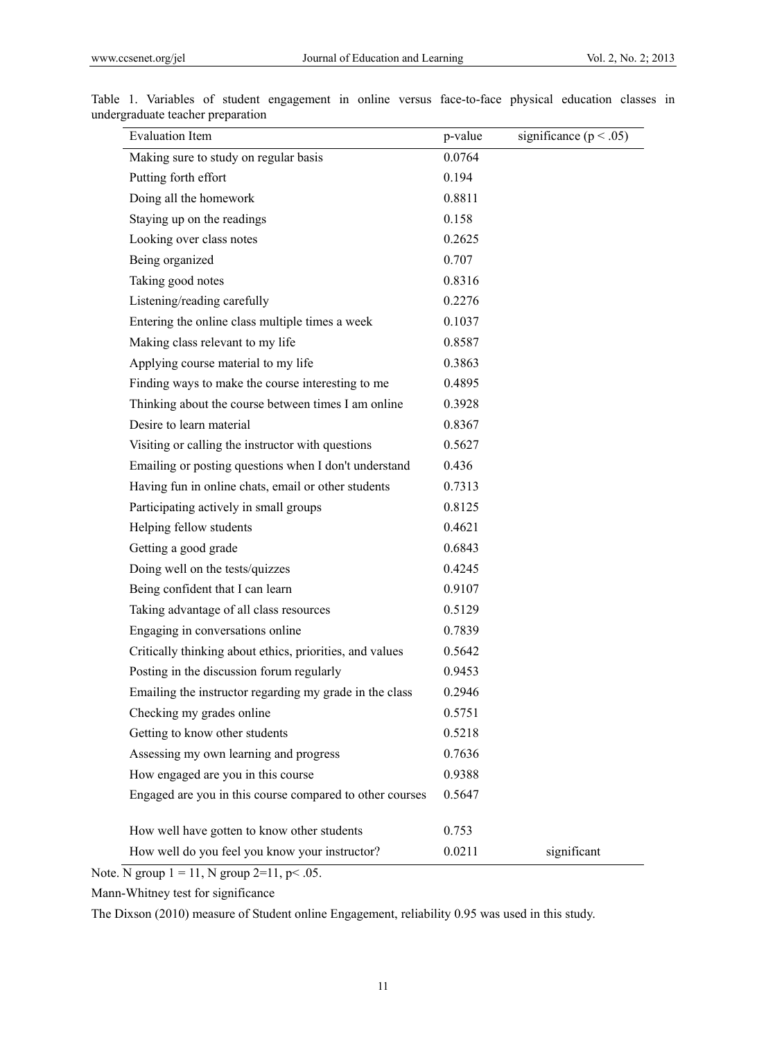Table 1. Variables of student engagement in online versus face-to-face physical education classes in undergraduate teacher preparation

| Evaluation Item | p-value | significance ($p < .05$) |
|---|---|---|
| Making sure to study on regular basis | 0.0764 | |
| Putting forth effort | 0.194 | |
| Doing all the homework | 0.8811 | |
| Staying up on the readings | 0.158 | |
| Looking over class notes | 0.2625 | |
| Being organized | 0.707 | |
| Taking good notes | 0.8316 | |
| Listening/reading carefully | 0.2276 | |
| Entering the online class multiple times a week | 0.1037 | |
| Making class relevant to my life | 0.8587 | |
| Applying course material to my life | 0.3863 | |
| Finding ways to make the course interesting to me | 0.4895 | |
| Thinking about the course between times I am online | 0.3928 | |
| Desire to learn material | 0.8367 | |
| Visiting or calling the instructor with questions | 0.5627 | |
| Emailing or posting questions when I don't understand | 0.436 | |
| Having fun in online chats, email or other students | 0.7313 | |
| Participating actively in small groups | 0.8125 | |
| Helping fellow students | 0.4621 | |
| Getting a good grade | 0.6843 | |
| Doing well on the tests/quizzes | 0.4245 | |
| Being confident that I can learn | 0.9107 | |
| Taking advantage of all class resources | 0.5129 | |
| Engaging in conversations online | 0.7839 | |
| Critically thinking about ethics, priorities, and values | 0.5642 | |
| Posting in the discussion forum regularly | 0.9453 | |
| Emailing the instructor regarding my grade in the class | 0.2946 | |
| Checking my grades online | 0.5751 | |
| Getting to know other students | 0.5218 | |
| Assessing my own learning and progress | 0.7636 | |
| How engaged are you in this course | 0.9388 | |
| Engaged are you in this course compared to other courses | 0.5647 | |
| How well have gotten to know other students | 0.753 | |
| How well do you feel you know your instructor? | 0.0211 | significant |

Note. N group 1 = 11, N group 2=11, $p < .05$.

Mann-Whitney test for significance

The Dixson (2010) measure of Student online Engagement, reliability 0.95 was used in this study.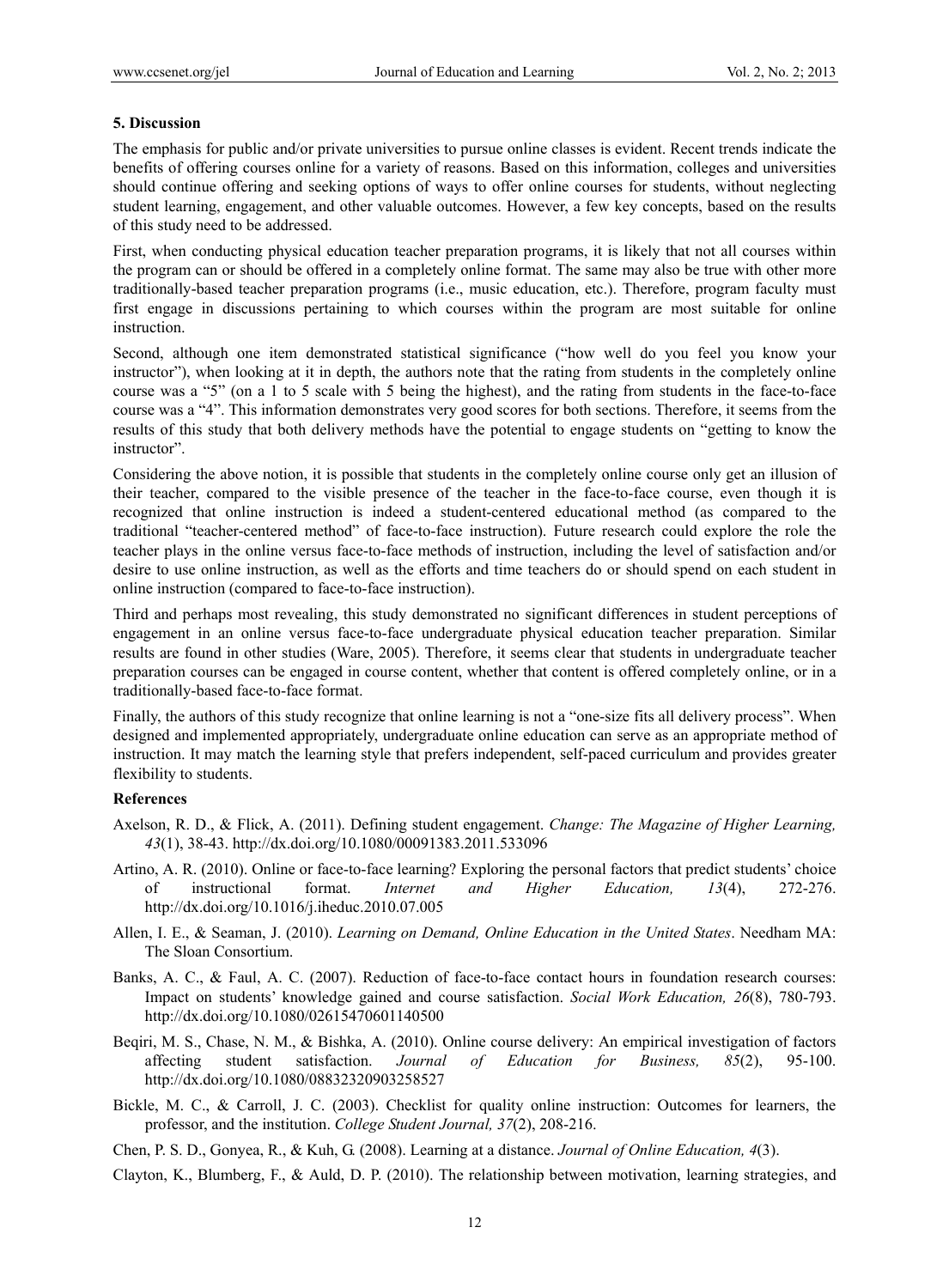## 5. Discussion

The emphasis for public and/or private universities to pursue online classes is evident. Recent trends indicate the benefits of offering courses online for a variety of reasons. Based on this information, colleges and universities should continue offering and seeking options of ways to offer online courses for students, without neglecting student learning, engagement, and other valuable outcomes. However, a few key concepts, based on the results of this study need to be addressed.

First, when conducting physical education teacher preparation programs, it is likely that not all courses within the program can or should be offered in a completely online format. The same may also be true with other more traditionally-based teacher preparation programs (i.e., music education, etc.). Therefore, program faculty must first engage in discussions pertaining to which courses within the program are most suitable for online instruction.

Second, although one item demonstrated statistical significance ("how well do you feel you know your instructor"), when looking at it in depth, the authors note that the rating from students in the completely online course was a "5" (on a 1 to 5 scale with 5 being the highest), and the rating from students in the face-to-face course was a "4". This information demonstrates very good scores for both sections. Therefore, it seems from the results of this study that both delivery methods have the potential to engage students on "getting to know the instructor".

Considering the above notion, it is possible that students in the completely online course only get an illusion of their teacher, compared to the visible presence of the teacher in the face-to-face course, even though it is recognized that online instruction is indeed a student-centered educational method (as compared to the traditional "teacher-centered method" of face-to-face instruction). Future research could explore the role the teacher plays in the online versus face-to-face methods of instruction, including the level of satisfaction and/or desire to use online instruction, as well as the efforts and time teachers do or should spend on each student in online instruction (compared to face-to-face instruction).

Third and perhaps most revealing, this study demonstrated no significant differences in student perceptions of engagement in an online versus face-to-face undergraduate physical education teacher preparation. Similar results are found in other studies (Ware, 2005). Therefore, it seems clear that students in undergraduate teacher preparation courses can be engaged in course content, whether that content is offered completely online, or in a traditionally-based face-to-face format.

Finally, the authors of this study recognize that online learning is not a "one-size fits all delivery process". When designed and implemented appropriately, undergraduate online education can serve as an appropriate method of instruction. It may match the learning style that prefers independent, self-paced curriculum and provides greater flexibility to students.

## References

Axelson, R. D., & Flick, A. (2011). Defining student engagement. *Change: The Magazine of Higher Learning, 43*(1), 38-43. http://dx.doi.org/10.1080/00091383.2011.533096

Artino, A. R. (2010). Online or face-to-face learning? Exploring the personal factors that predict students' choice of instructional format. *Internet and Higher Education, 13*(4), 272-276. http://dx.doi.org/10.1016/j.iheduc.2010.07.005

Allen, I. E., & Seaman, J. (2010). *Learning on Demand, Online Education in the United States*. Needham MA: The Sloan Consortium.

Banks, A. C., & Faul, A. C. (2007). Reduction of face-to-face contact hours in foundation research courses: Impact on students' knowledge gained and course satisfaction. *Social Work Education, 26*(8), 780-793. http://dx.doi.org/10.1080/02615470601140500

Beqiri, M. S., Chase, N. M., & Bishka, A. (2010). Online course delivery: An empirical investigation of factors affecting student satisfaction. *Journal of Education for Business, 85*(2), 95-100. http://dx.doi.org/10.1080/08832320903258527

Bickle, M. C., & Carroll, J. C. (2003). Checklist for quality online instruction: Outcomes for learners, the professor, and the institution. *College Student Journal, 37*(2), 208-216.

Chen, P. S. D., Gonyea, R., & Kuh, G. (2008). Learning at a distance. *Journal of Online Education, 4*(3).

Clayton, K., Blumberg, F., & Auld, D. P. (2010). The relationship between motivation, learning strategies, and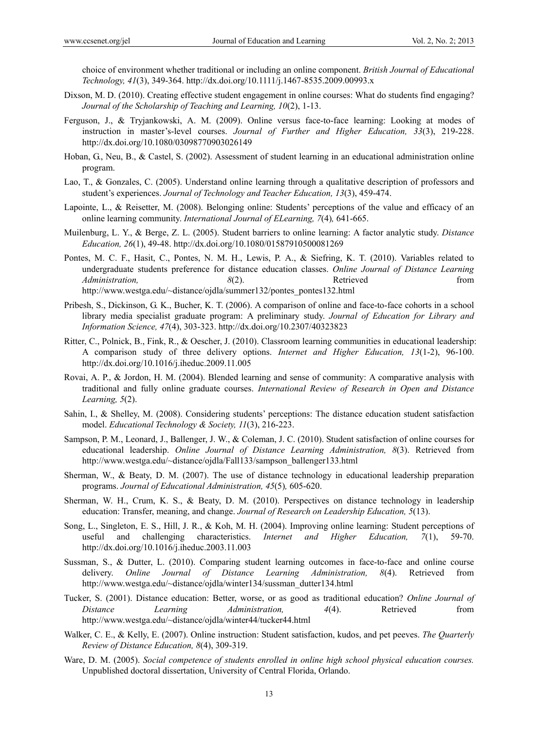choice of environment whether traditional or including an online component. *British Journal of Educational Technology, 41*(3), 349-364. http://dx.doi.org/10.1111/j.1467-8535.2009.00993.x

Dixson, M. D. (2010). Creating effective student engagement in online courses: What do students find engaging? *Journal of the Scholarship of Teaching and Learning, 10*(2), 1-13.

Ferguson, J., & Tryjankowski, A. M. (2009). Online versus face-to-face learning: Looking at modes of instruction in master's-level courses. *Journal of Further and Higher Education, 33*(3), 219-228. http://dx.doi.org/10.1080/03098770903026149

Hoban, G., Neu, B., & Castel, S. (2002). Assessment of student learning in an educational administration online program.

Lao, T., & Gonzales, C. (2005). Understand online learning through a qualitative description of professors and student's experiences. *Journal of Technology and Teacher Education, 13*(3), 459-474.

Lapointe, L., & Reisetter, M. (2008). Belonging online: Students' perceptions of the value and efficacy of an online learning community. *International Journal of ELearning, 7*(4)*,* 641-665.

Muilenburg, L. Y., & Berge, Z. L. (2005). Student barriers to online learning: A factor analytic study. *Distance Education, 26*(1), 49-48. http://dx.doi.org/10.1080/01587910500081269

Pontes, M. C. F., Hasit, C., Pontes, N. M. H., Lewis, P. A., & Siefring, K. T. (2010). Variables related to undergraduate students preference for distance education classes. *Online Journal of Distance Learning Administration, 8*(2). Retrieved from http://www.westga.edu/~distance/ojdla/summer132/pontes_pontes132.html

Pribesh, S., Dickinson, G. K., Bucher, K. T. (2006). A comparison of online and face-to-face cohorts in a school library media specialist graduate program: A preliminary study. *Journal of Education for Library and Information Science, 47*(4), 303-323. http://dx.doi.org/10.2307/40323823

Ritter, C., Polnick, B., Fink, R., & Oescher, J. (2010). Classroom learning communities in educational leadership: A comparison study of three delivery options. *Internet and Higher Education, 13*(1-2), 96-100. http://dx.doi.org/10.1016/j.iheduc.2009.11.005

Rovai, A. P., & Jordon, H. M. (2004). Blended learning and sense of community: A comparative analysis with traditional and fully online graduate courses. *International Review of Research in Open and Distance Learning, 5*(2).

Sahin, I., & Shelley, M. (2008). Considering students' perceptions: The distance education student satisfaction model. *Educational Technology & Society, 11*(3), 216-223.

Sampson, P. M., Leonard, J., Ballenger, J. W., & Coleman, J. C. (2010). Student satisfaction of online courses for educational leadership. *Online Journal of Distance Learning Administration, 8*(3). Retrieved from http://www.westga.edu/~distance/ojdla/Fall133/sampson_ballenger133.html

Sherman, W., & Beaty, D. M. (2007). The use of distance technology in educational leadership preparation programs. *Journal of Educational Administration, 45*(5)*,* 605-620.

Sherman, W. H., Crum, K. S., & Beaty, D. M. (2010). Perspectives on distance technology in leadership education: Transfer, meaning, and change. *Journal of Research on Leadership Education, 5*(13).

Song, L., Singleton, E. S., Hill, J. R., & Koh, M. H. (2004). Improving online learning: Student perceptions of useful and challenging characteristics. *Internet and Higher Education, 7*(1), 59-70. http://dx.doi.org/10.1016/j.iheduc.2003.11.003

Sussman, S., & Dutter, L. (2010). Comparing student learning outcomes in face-to-face and online course delivery. *Online Journal of Distance Learning Administration, 8*(4). Retrieved from http://www.westga.edu/~distance/ojdla/winter134/sussman_dutter134.html

Tucker, S. (2001). Distance education: Better, worse, or as good as traditional education? *Online Journal of Distance Learning Administration, 4*(4). Retrieved from http://www.westga.edu/~distance/ojdla/winter44/tucker44.html

Walker, C. E., & Kelly, E. (2007). Online instruction: Student satisfaction, kudos, and pet peeves. *The Quarterly Review of Distance Education, 8*(4), 309-319.

Ware, D. M. (2005). *Social competence of students enrolled in online high school physical education courses.* Unpublished doctoral dissertation, University of Central Florida, Orlando.